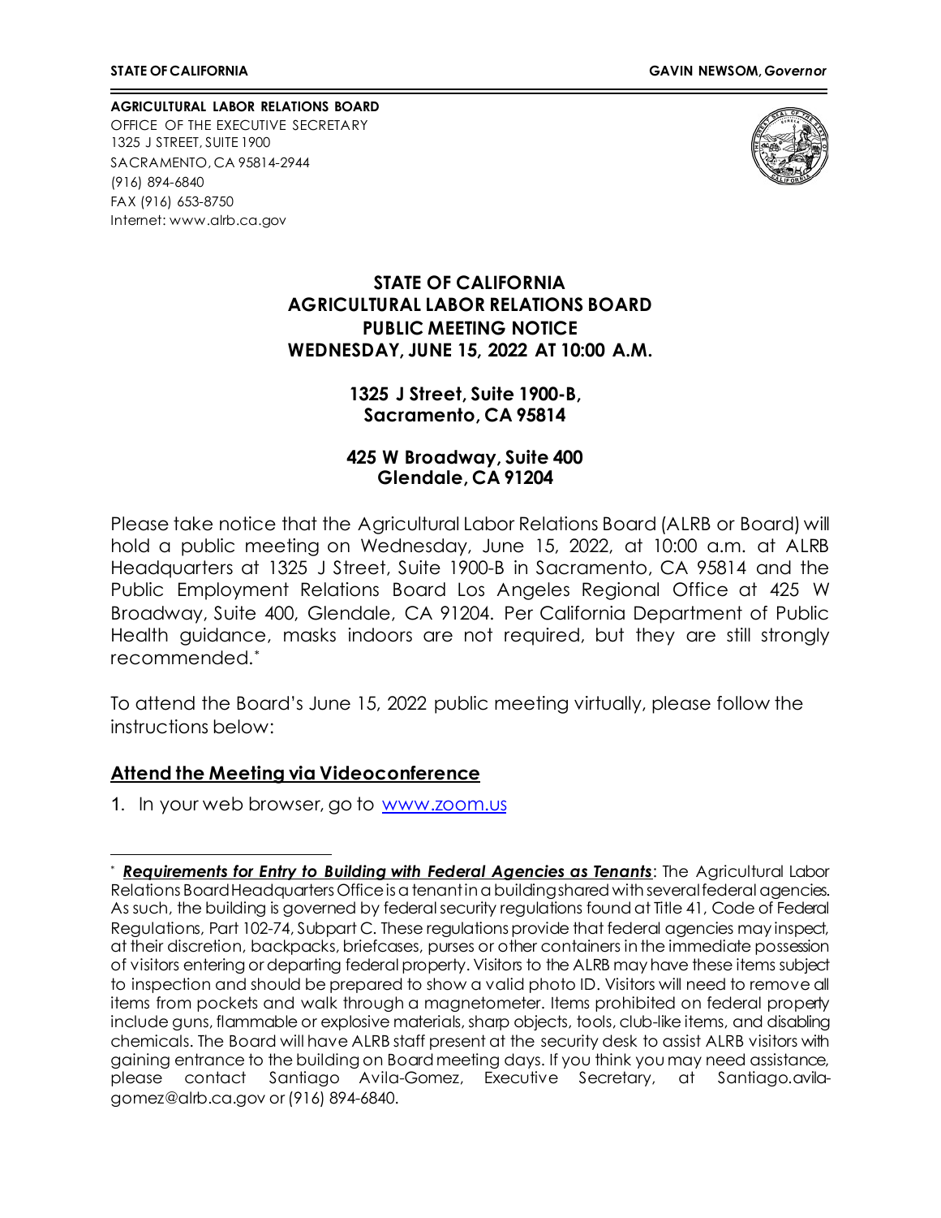**STATE OF CALIFORNIA** **GAVIN NEWSOM, *Governor***

**AGRICULTURAL LABOR RELATIONS BOARD**
OFFICE OF THE EXECUTIVE SECRETARY
1325 J STREET, SUITE 1900
SACRAMENTO, CA 95814-2944
(916) 894-6840
FAX (916) 653-8750
Internet: www.alrb.ca.gov

# STATE OF CALIFORNIA AGRICULTURAL LABOR RELATIONS BOARD PUBLIC MEETING NOTICE WEDNESDAY, JUNE 15, 2022 AT 10:00 A.M.

**1325 J Street, Suite 1900-B,**
**Sacramento, CA 95814**

**425 W Broadway, Suite 400**
**Glendale, CA 91204**

Please take notice that the Agricultural Labor Relations Board (ALRB or Board) will hold a public meeting on Wednesday, June 15, 2022, at 10:00 a.m. at ALRB Headquarters at 1325 J Street, Suite 1900-B in Sacramento, CA 95814 and the Public Employment Relations Board Los Angeles Regional Office at 425 W Broadway, Suite 400, Glendale, CA 91204. Per California Department of Public Health guidance, masks indoors are not required, but they are still strongly recommended.[*]

To attend the Board's June 15, 2022 public meeting virtually, please follow the instructions below:

## Attend the Meeting via Videoconference

1. In your web browser, go to www.zoom.us

---

[*] ***Requirements for Entry to Building with Federal Agencies as Tenants***: The Agricultural Labor Relations Board Headquarters Office is a tenant in a building shared with several federal agencies. As such, the building is governed by federal security regulations found at Title 41, Code of Federal Regulations, Part 102-74, Subpart C. These regulations provide that federal agencies may inspect, at their discretion, backpacks, briefcases, purses or other containers in the immediate possession of visitors entering or departing federal property. Visitors to the ALRB may have these items subject to inspection and should be prepared to show a valid photo ID. Visitors will need to remove all items from pockets and walk through a magnetometer. Items prohibited on federal property include guns, flammable or explosive materials, sharp objects, tools, club-like items, and disabling chemicals. The Board will have ALRB staff present at the security desk to assist ALRB visitors with gaining entrance to the building on Board meeting days. If you think you may need assistance, please contact Santiago Avila-Gomez, Executive Secretary, at Santiago.avila-gomez@alrb.ca.gov or (916) 894-6840.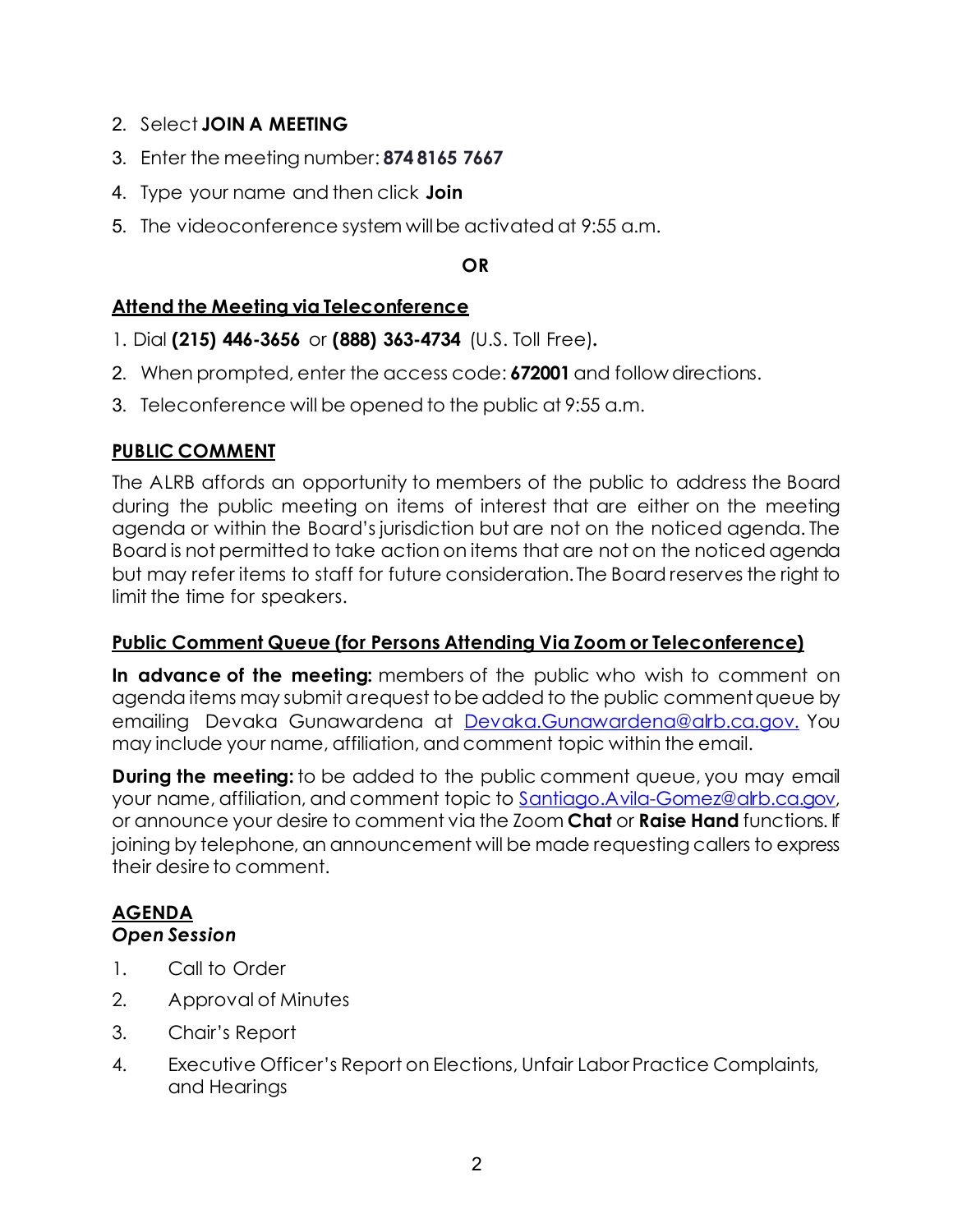2. Select **JOIN A MEETING**
3. Enter the meeting number: **874 8165 7667**
4. Type your name and then click **Join**
5. The videoconference system will be activated at 9:55 a.m.

**OR**

**Attend the Meeting via Teleconference**

1. Dial **(215) 446-3656** or **(888) 363-4734** (U.S. Toll Free).
2. When prompted, enter the access code: **672001** and follow directions.
3. Teleconference will be opened to the public at 9:55 a.m.

## PUBLIC COMMENT

The ALRB affords an opportunity to members of the public to address the Board during the public meeting on items of interest that are either on the meeting agenda or within the Board's jurisdiction but are not on the noticed agenda. The Board is not permitted to take action on items that are not on the noticed agenda but may refer items to staff for future consideration. The Board reserves the right to limit the time for speakers.

### Public Comment Queue (for Persons Attending Via Zoom or Teleconference)

**In advance of the meeting:** members of the public who wish to comment on agenda items may submit a request to be added to the public comment queue by emailing Devaka Gunawardena at Devaka.Gunawardena@alrb.ca.gov. You may include your name, affiliation, and comment topic within the email.

**During the meeting:** to be added to the public comment queue, you may email your name, affiliation, and comment topic to Santiago.Avila-Gomez@alrb.ca.gov, or announce your desire to comment via the Zoom **Chat** or **Raise Hand** functions. If joining by telephone, an announcement will be made requesting callers to express their desire to comment.

## AGENDA

***Open Session***

1. Call to Order
2. Approval of Minutes
3. Chair's Report
4. Executive Officer's Report on Elections, Unfair Labor Practice Complaints, and Hearings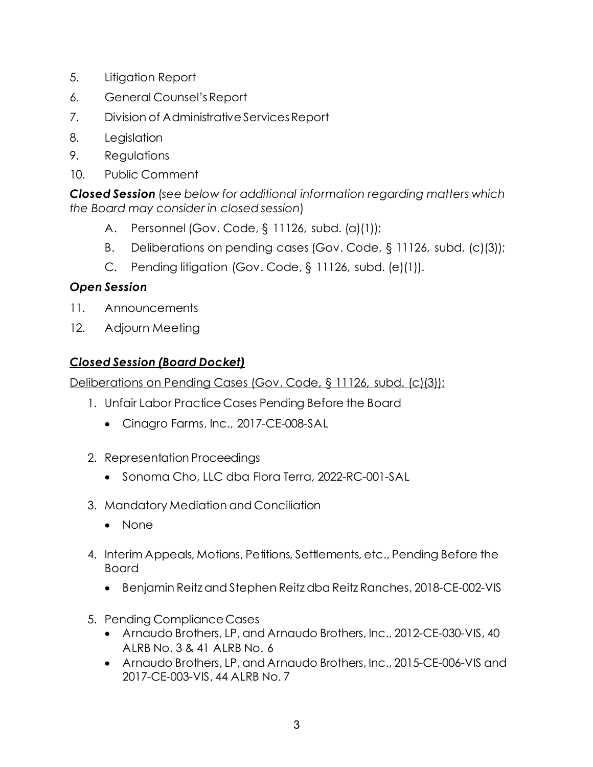5. Litigation Report
6. General Counsel's Report
7. Division of Administrative Services Report
8. Legislation
9. Regulations
10. Public Comment

***Closed Session*** (*see below for additional information regarding matters which the Board may consider in closed session*)

A. Personnel (Gov. Code, § 11126, subd. (a)(1));

B. Deliberations on pending cases (Gov. Code, § 11126, subd. (c)(3));

C. Pending litigation (Gov. Code, § 11126, subd. (e)(1)).

***Open Session***

11. Announcements
12. Adjourn Meeting

## ***Closed Session (Board Docket)***

Deliberations on Pending Cases (Gov. Code, § 11126, subd. (c)(3)):

1. Unfair Labor Practice Cases Pending Before the Board
   - Cinagro Farms, Inc., 2017-CE-008-SAL

2. Representation Proceedings
   - Sonoma Cho, LLC dba Flora Terra, 2022-RC-001-SAL

3. Mandatory Mediation and Conciliation
   - None

4. Interim Appeals, Motions, Petitions, Settlements, etc., Pending Before the Board
   - Benjamin Reitz and Stephen Reitz dba Reitz Ranches, 2018-CE-002-VIS

5. Pending Compliance Cases
   - Arnaudo Brothers, LP, and Arnaudo Brothers, Inc., 2012-CE-030-VIS, 40 ALRB No. 3 & 41 ALRB No. 6
   - Arnaudo Brothers, LP, and Arnaudo Brothers, Inc., 2015-CE-006-VIS and 2017-CE-003-VIS, 44 ALRB No. 7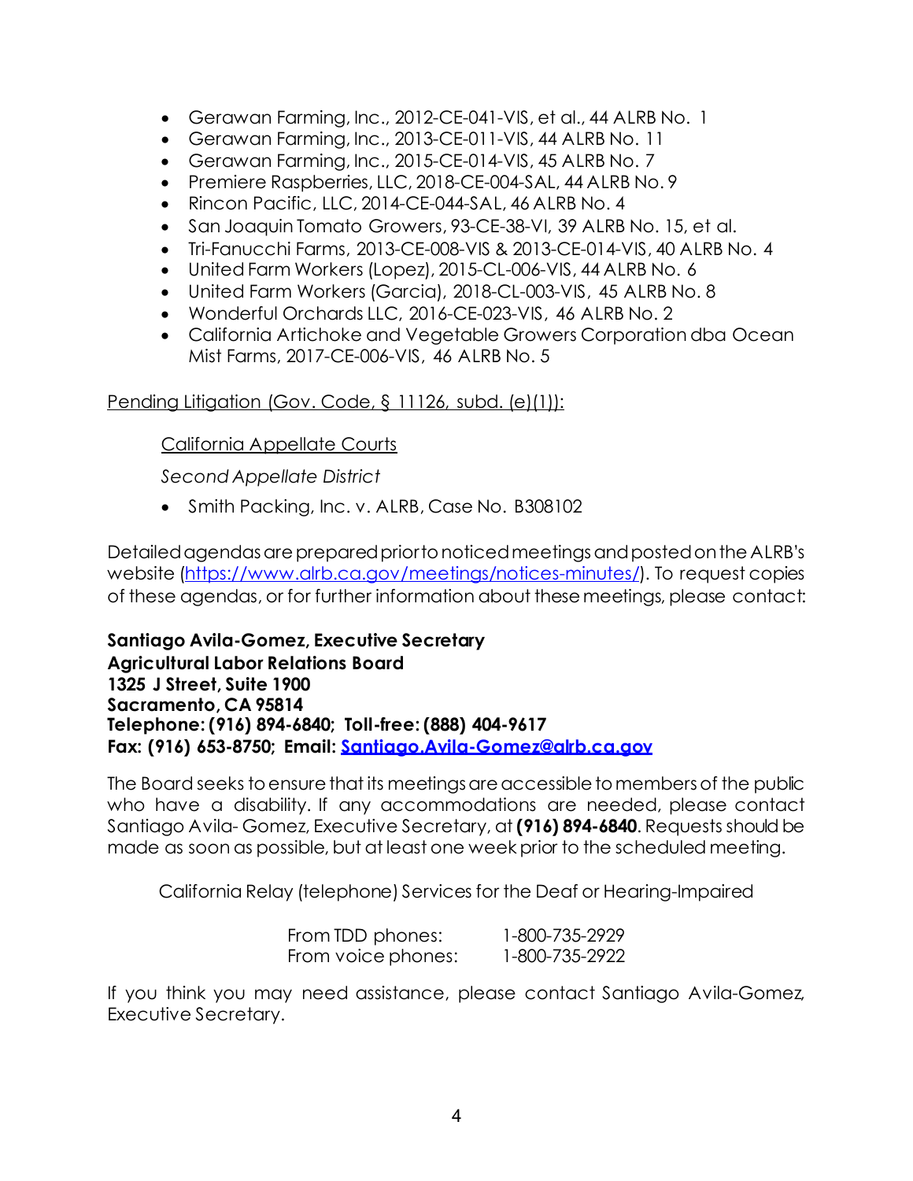- Gerawan Farming, Inc., 2012-CE-041-VIS, et al., 44 ALRB No. 1
- Gerawan Farming, Inc., 2013-CE-011-VIS, 44 ALRB No. 11
- Gerawan Farming, Inc., 2015-CE-014-VIS, 45 ALRB No. 7
- Premiere Raspberries, LLC, 2018-CE-004-SAL, 44 ALRB No. 9
- Rincon Pacific, LLC, 2014-CE-044-SAL, 46 ALRB No. 4
- San Joaquin Tomato Growers, 93-CE-38-VI, 39 ALRB No. 15, et al.
- Tri-Fanucchi Farms, 2013-CE-008-VIS & 2013-CE-014-VIS, 40 ALRB No. 4
- United Farm Workers (Lopez), 2015-CL-006-VIS, 44 ALRB No. 6
- United Farm Workers (Garcia), 2018-CL-003-VIS, 45 ALRB No. 8
- Wonderful Orchards LLC, 2016-CE-023-VIS, 46 ALRB No. 2
- California Artichoke and Vegetable Growers Corporation dba Ocean Mist Farms, 2017-CE-006-VIS, 46 ALRB No. 5

Pending Litigation (Gov. Code, § 11126, subd. (e)(1)):

California Appellate Courts

*Second Appellate District*

- Smith Packing, Inc. v. ALRB, Case No. B308102

Detailed agendas are prepared prior to noticed meetings and posted on the ALRB's website (https://www.alrb.ca.gov/meetings/notices-minutes/). To request copies of these agendas, or for further information about these meetings, please contact:

**Santiago Avila-Gomez, Executive Secretary**
**Agricultural Labor Relations Board**
**1325 J Street, Suite 1900**
**Sacramento, CA 95814**
**Telephone: (916) 894-6840; Toll-free: (888) 404-9617**
**Fax: (916) 653-8750; Email: Santiago.Avila-Gomez@alrb.ca.gov**

The Board seeks to ensure that its meetings are accessible to members of the public who have a disability. If any accommodations are needed, please contact Santiago Avila- Gomez, Executive Secretary, at **(916) 894-6840**. Requests should be made as soon as possible, but at least one week prior to the scheduled meeting.

California Relay (telephone) Services for the Deaf or Hearing-Impaired

| | |
|---|---|
| From TDD phones: | 1-800-735-2929 |
| From voice phones: | 1-800-735-2922 |

If you think you may need assistance, please contact Santiago Avila-Gomez, Executive Secretary.